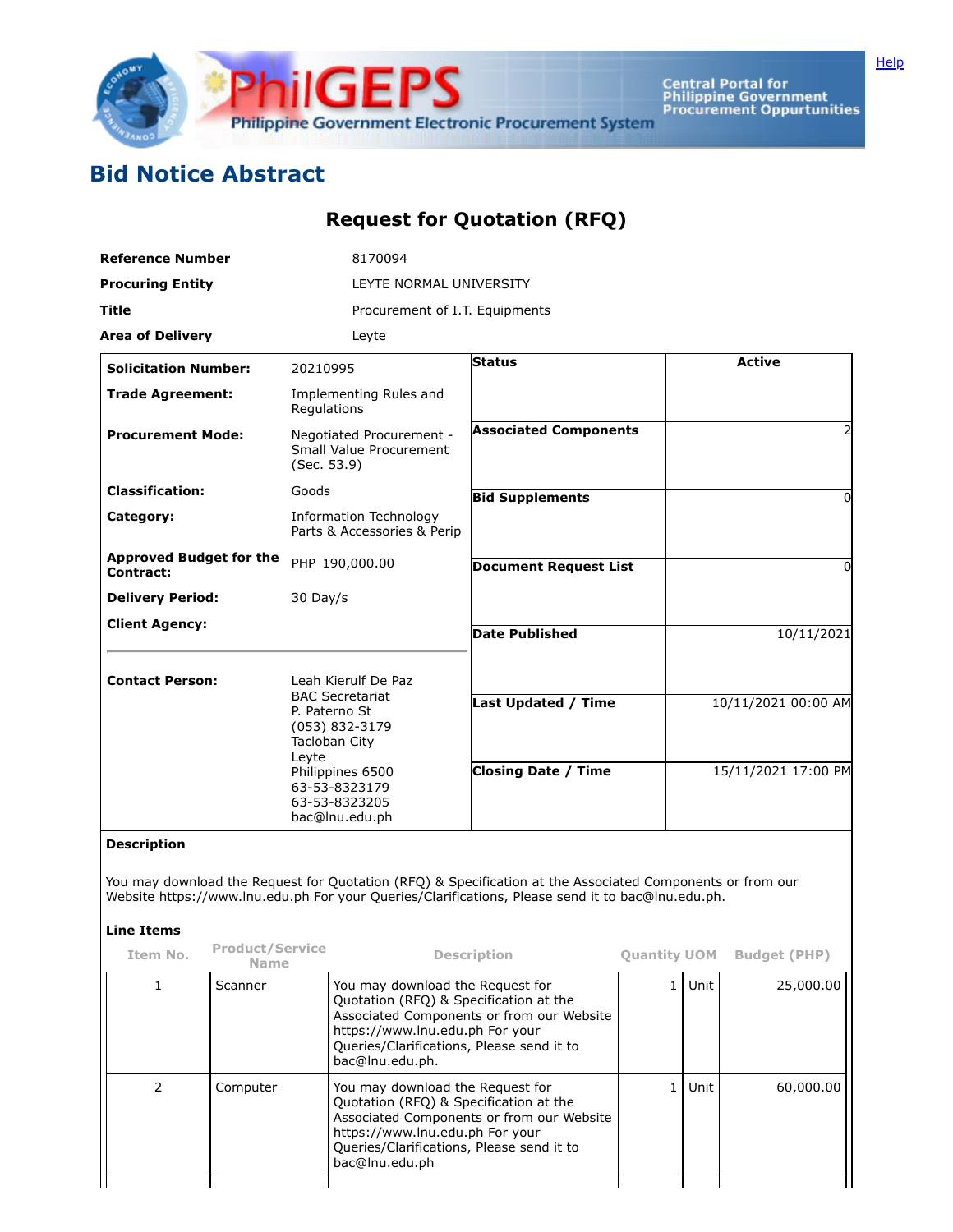# Bid Notice Abstract

## Request for Quotation (RFQ)

| | |
|---|---|
| **Reference Number** | 8170094 |
| **Procuring Entity** | LEYTE NORMAL UNIVERSITY |
| **Title** | Procurement of I.T. Equipments |
| **Area of Delivery** | Leyte |

| | | | |
|---|---|---|---|
| **Solicitation Number:** | 20210995 | **Status** | Active |
| **Trade Agreement:** | Implementing Rules and Regulations | | |
| **Procurement Mode:** | Negotiated Procurement - Small Value Procurement (Sec. 53.9) | **Associated Components** | 2 |
| **Classification:** | Goods | **Bid Supplements** | 0 |
| **Category:** | Information Technology Parts & Accessories & Perip | | |
| **Approved Budget for the Contract:** | PHP 190,000.00 | **Document Request List** | 0 |
| **Delivery Period:** | 30 Day/s | | |
| **Client Agency:** | | **Date Published** | 10/11/2021 |
| **Contact Person:** | Leah Kierulf De Paz<br>BAC Secretariat<br>P. Paterno St<br>(053) 832-3179<br>Tacloban City<br>Leyte<br>Philippines 6500<br>63-53-8323179<br>63-53-8323205<br>bac@lnu.edu.ph | **Last Updated / Time** | 10/11/2021 00:00 AM |
| | | **Closing Date / Time** | 15/11/2021 17:00 PM |

**Description**

You may download the Request for Quotation (RFQ) & Specification at the Associated Components or from our Website https://www.lnu.edu.ph For your Queries/Clarifications, Please send it to bac@lnu.edu.ph.

**Line Items**

| Item No. | Product/Service Name | Description | Quantity | UOM | Budget (PHP) |
|---|---|---|---|---|---|
| 1 | Scanner | You may download the Request for Quotation (RFQ) & Specification at the Associated Components or from our Website https://www.lnu.edu.ph For your Queries/Clarifications, Please send it to bac@lnu.edu.ph. | 1 | Unit | 25,000.00 |
| 2 | Computer | You may download the Request for Quotation (RFQ) & Specification at the Associated Components or from our Website https://www.lnu.edu.ph For your Queries/Clarifications, Please send it to bac@lnu.edu.ph | 1 | Unit | 60,000.00 |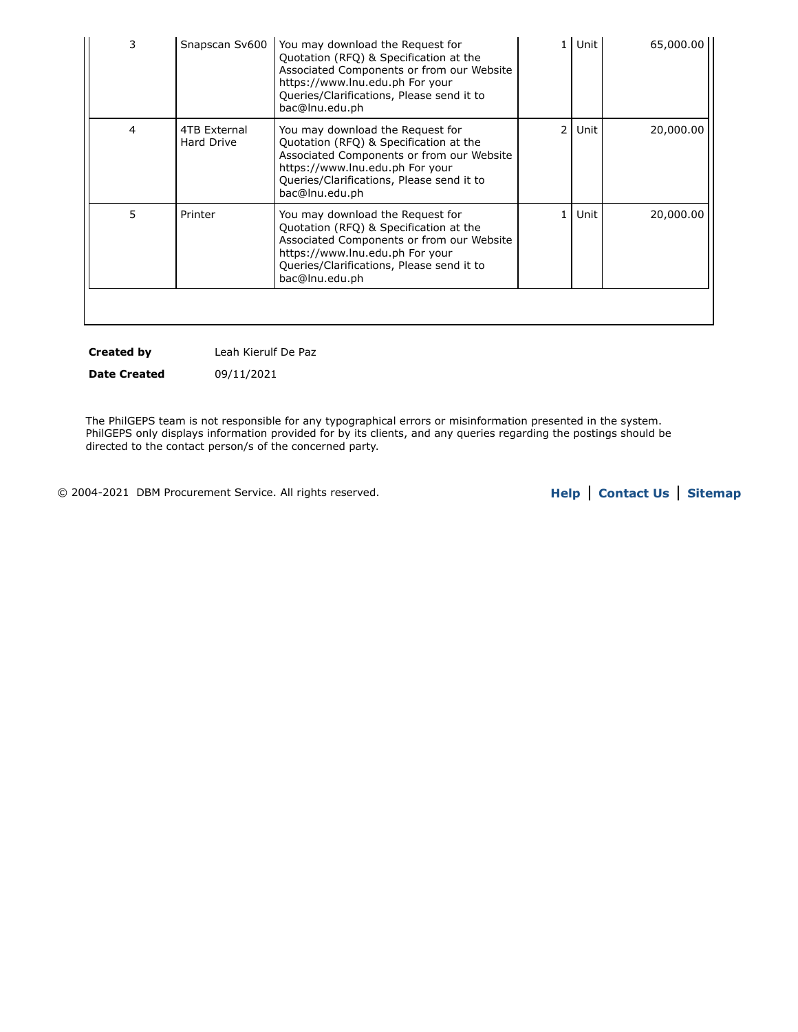| | | | | | |
|---|---|---|---|---|---|
| 3 | Snapscan Sv600 | You may download the Request for Quotation (RFQ) & Specification at the Associated Components or from our Website https://www.lnu.edu.ph For your Queries/Clarifications, Please send it to bac@lnu.edu.ph | 1 | Unit | 65,000.00 |
| 4 | 4TB External Hard Drive | You may download the Request for Quotation (RFQ) & Specification at the Associated Components or from our Website https://www.lnu.edu.ph For your Queries/Clarifications, Please send it to bac@lnu.edu.ph | 2 | Unit | 20,000.00 |
| 5 | Printer | You may download the Request for Quotation (RFQ) & Specification at the Associated Components or from our Website https://www.lnu.edu.ph For your Queries/Clarifications, Please send it to bac@lnu.edu.ph | 1 | Unit | 20,000.00 |

**Created by** Leah Kierulf De Paz

**Date Created** 09/11/2021

The PhilGEPS team is not responsible for any typographical errors or misinformation presented in the system. PhilGEPS only displays information provided for by its clients, and any queries regarding the postings should be directed to the contact person/s of the concerned party.

© 2004-2021 DBM Procurement Service. All rights reserved.

**Help** | **Contact Us** | **Sitemap**